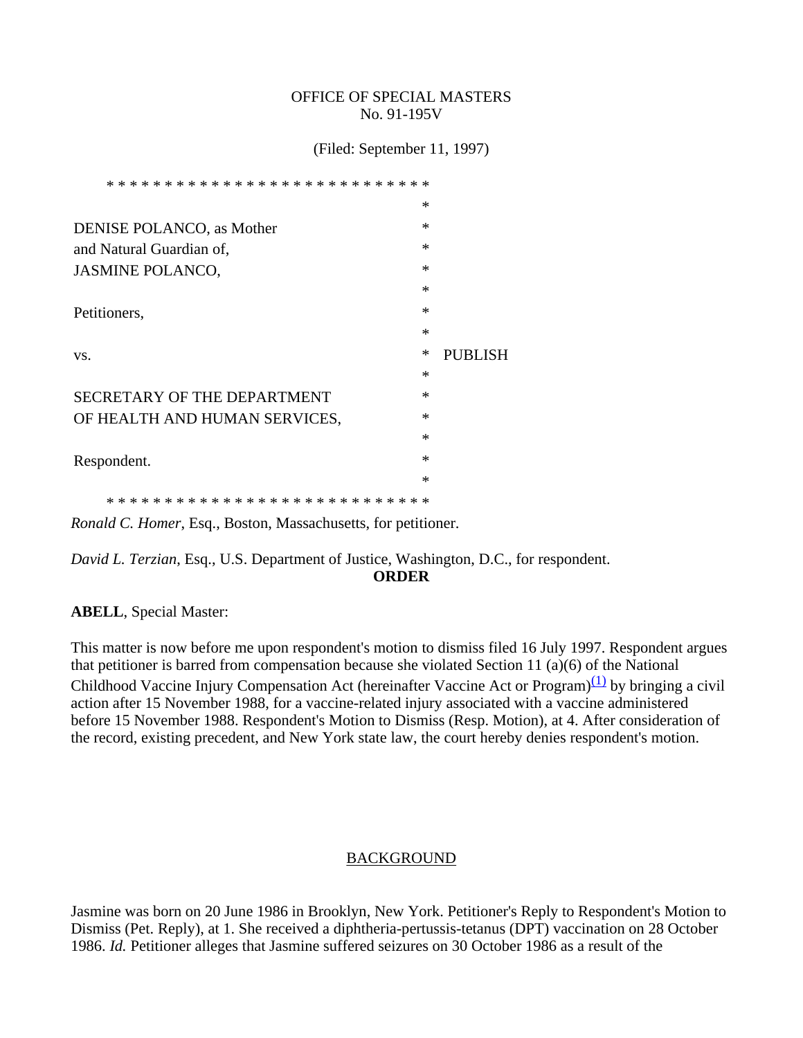OFFICE OF SPECIAL MASTERS
No. 91-195V

(Filed: September 11, 1997)

\* \* \* \* \* \* \* \* \* \* \* \* \* \* \* \* \* \* \* \* \* \* \* \* \* \* \* \*

| | |
|---|---|
| DENISE POLANCO, as Mother and Natural Guardian of, JASMINE POLANCO, | * |
| Petitioners, | * |
| vs. | * PUBLISH |
| SECRETARY OF THE DEPARTMENT OF HEALTH AND HUMAN SERVICES, | * |
| Respondent. | * |

\* \* \* \* \* \* \* \* \* \* \* \* \* \* \* \* \* \* \* \* \* \* \* \* \* \* \* \*

*Ronald C. Homer*, Esq., Boston, Massachusetts, for petitioner.

*David L. Terzian*, Esq., U.S. Department of Justice, Washington, D.C., for respondent.

**ORDER**

**ABELL**, Special Master:

This matter is now before me upon respondent's motion to dismiss filed 16 July 1997. Respondent argues that petitioner is barred from compensation because she violated Section 11 (a)(6) of the National Childhood Vaccine Injury Compensation Act (hereinafter Vaccine Act or Program)[(1)] by bringing a civil action after 15 November 1988, for a vaccine-related injury associated with a vaccine administered before 15 November 1988. Respondent's Motion to Dismiss (Resp. Motion), at 4. After consideration of the record, existing precedent, and New York state law, the court hereby denies respondent's motion.

BACKGROUND

Jasmine was born on 20 June 1986 in Brooklyn, New York. Petitioner's Reply to Respondent's Motion to Dismiss (Pet. Reply), at 1. She received a diphtheria-pertussis-tetanus (DPT) vaccination on 28 October 1986. *Id.* Petitioner alleges that Jasmine suffered seizures on 30 October 1986 as a result of the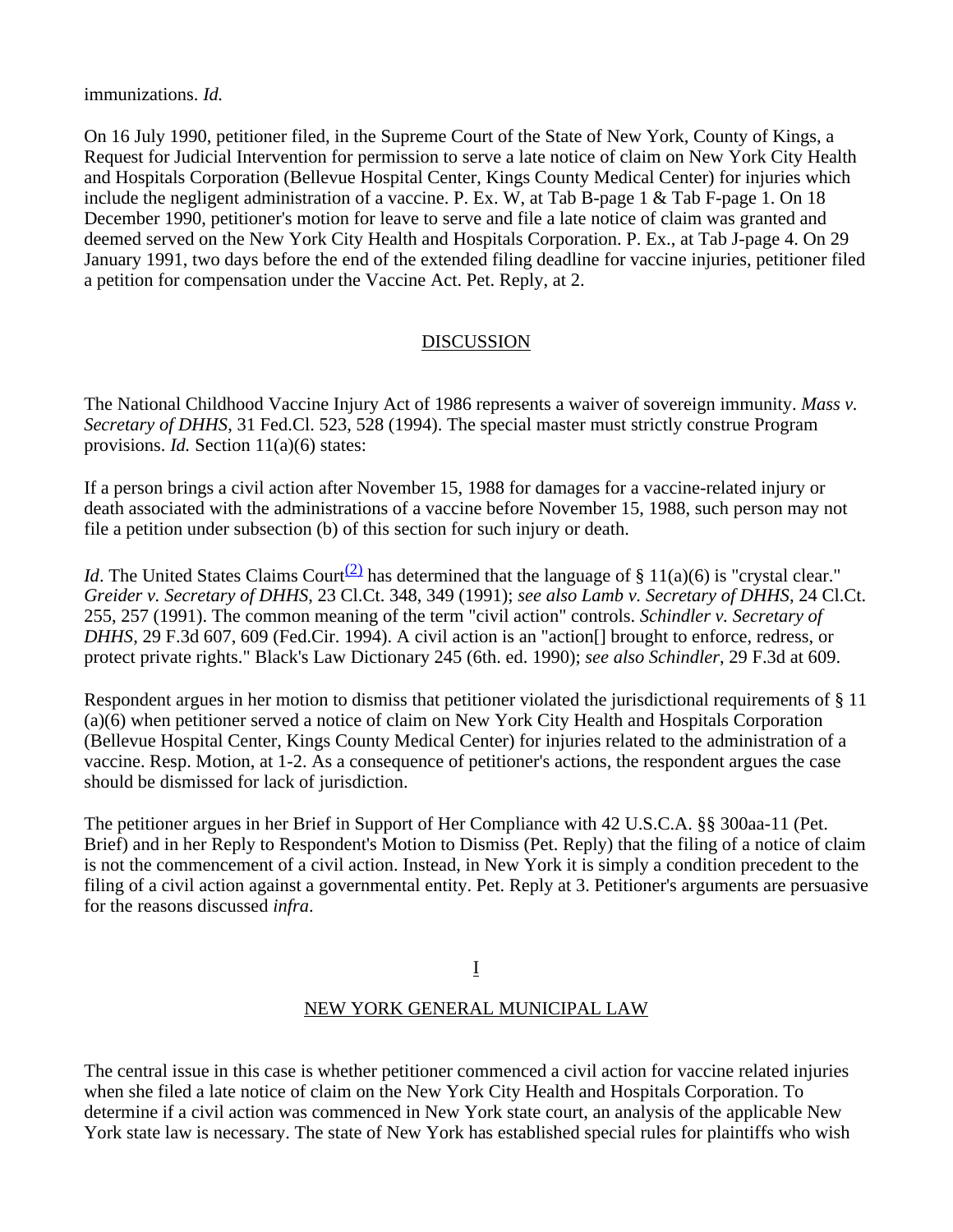immunizations. *Id.*

On 16 July 1990, petitioner filed, in the Supreme Court of the State of New York, County of Kings, a Request for Judicial Intervention for permission to serve a late notice of claim on New York City Health and Hospitals Corporation (Bellevue Hospital Center, Kings County Medical Center) for injuries which include the negligent administration of a vaccine. P. Ex. W, at Tab B-page 1 & Tab F-page 1. On 18 December 1990, petitioner's motion for leave to serve and file a late notice of claim was granted and deemed served on the New York City Health and Hospitals Corporation. P. Ex., at Tab J-page 4. On 29 January 1991, two days before the end of the extended filing deadline for vaccine injuries, petitioner filed a petition for compensation under the Vaccine Act. Pet. Reply, at 2.

## DISCUSSION

The National Childhood Vaccine Injury Act of 1986 represents a waiver of sovereign immunity. *Mass v. Secretary of DHHS*, 31 Fed.Cl. 523, 528 (1994). The special master must strictly construe Program provisions. *Id.* Section 11(a)(6) states:

If a person brings a civil action after November 15, 1988 for damages for a vaccine-related injury or death associated with the administrations of a vaccine before November 15, 1988, such person may not file a petition under subsection (b) of this section for such injury or death.

*Id*. The United States Claims Court[(2)] has determined that the language of § 11(a)(6) is "crystal clear." *Greider v. Secretary of DHHS*, 23 Cl.Ct. 348, 349 (1991); *see also Lamb v. Secretary of DHHS*, 24 Cl.Ct. 255, 257 (1991). The common meaning of the term "civil action" controls. *Schindler v. Secretary of DHHS*, 29 F.3d 607, 609 (Fed.Cir. 1994). A civil action is an "action[] brought to enforce, redress, or protect private rights." Black's Law Dictionary 245 (6th. ed. 1990); *see also Schindler*, 29 F.3d at 609.

Respondent argues in her motion to dismiss that petitioner violated the jurisdictional requirements of § 11 (a)(6) when petitioner served a notice of claim on New York City Health and Hospitals Corporation (Bellevue Hospital Center, Kings County Medical Center) for injuries related to the administration of a vaccine. Resp. Motion, at 1-2. As a consequence of petitioner's actions, the respondent argues the case should be dismissed for lack of jurisdiction.

The petitioner argues in her Brief in Support of Her Compliance with 42 U.S.C.A. §§ 300aa-11 (Pet. Brief) and in her Reply to Respondent's Motion to Dismiss (Pet. Reply) that the filing of a notice of claim is not the commencement of a civil action. Instead, in New York it is simply a condition precedent to the filing of a civil action against a governmental entity. Pet. Reply at 3. Petitioner's arguments are persuasive for the reasons discussed *infra*.

## I

## NEW YORK GENERAL MUNICIPAL LAW

The central issue in this case is whether petitioner commenced a civil action for vaccine related injuries when she filed a late notice of claim on the New York City Health and Hospitals Corporation. To determine if a civil action was commenced in New York state court, an analysis of the applicable New York state law is necessary. The state of New York has established special rules for plaintiffs who wish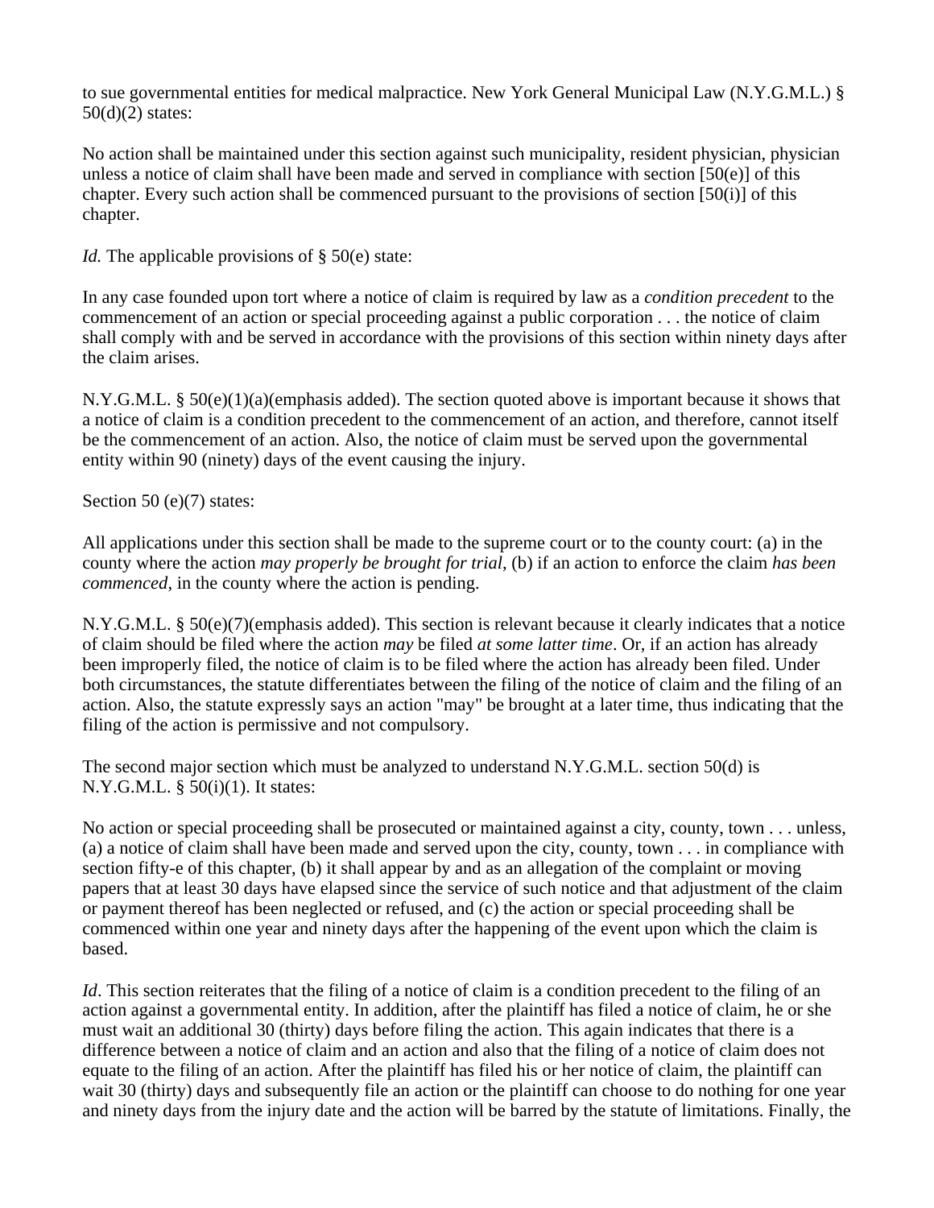to sue governmental entities for medical malpractice. New York General Municipal Law (N.Y.G.M.L.) § 50(d)(2) states:

No action shall be maintained under this section against such municipality, resident physician, physician unless a notice of claim shall have been made and served in compliance with section [50(e)] of this chapter. Every such action shall be commenced pursuant to the provisions of section [50(i)] of this chapter.

*Id.* The applicable provisions of § 50(e) state:

In any case founded upon tort where a notice of claim is required by law as a *condition precedent* to the commencement of an action or special proceeding against a public corporation . . . the notice of claim shall comply with and be served in accordance with the provisions of this section within ninety days after the claim arises.

N.Y.G.M.L. § 50(e)(1)(a)(emphasis added). The section quoted above is important because it shows that a notice of claim is a condition precedent to the commencement of an action, and therefore, cannot itself be the commencement of an action. Also, the notice of claim must be served upon the governmental entity within 90 (ninety) days of the event causing the injury.

Section 50 (e)(7) states:

All applications under this section shall be made to the supreme court or to the county court: (a) in the county where the action *may properly be brought for trial*, (b) if an action to enforce the claim *has been commenced*, in the county where the action is pending.

N.Y.G.M.L. § 50(e)(7)(emphasis added). This section is relevant because it clearly indicates that a notice of claim should be filed where the action *may* be filed *at some latter time*. Or, if an action has already been improperly filed, the notice of claim is to be filed where the action has already been filed. Under both circumstances, the statute differentiates between the filing of the notice of claim and the filing of an action. Also, the statute expressly says an action "may" be brought at a later time, thus indicating that the filing of the action is permissive and not compulsory.

The second major section which must be analyzed to understand N.Y.G.M.L. section 50(d) is N.Y.G.M.L. § 50(i)(1). It states:

No action or special proceeding shall be prosecuted or maintained against a city, county, town . . . unless, (a) a notice of claim shall have been made and served upon the city, county, town . . . in compliance with section fifty-e of this chapter, (b) it shall appear by and as an allegation of the complaint or moving papers that at least 30 days have elapsed since the service of such notice and that adjustment of the claim or payment thereof has been neglected or refused, and (c) the action or special proceeding shall be commenced within one year and ninety days after the happening of the event upon which the claim is based.

*Id*. This section reiterates that the filing of a notice of claim is a condition precedent to the filing of an action against a governmental entity. In addition, after the plaintiff has filed a notice of claim, he or she must wait an additional 30 (thirty) days before filing the action. This again indicates that there is a difference between a notice of claim and an action and also that the filing of a notice of claim does not equate to the filing of an action. After the plaintiff has filed his or her notice of claim, the plaintiff can wait 30 (thirty) days and subsequently file an action or the plaintiff can choose to do nothing for one year and ninety days from the injury date and the action will be barred by the statute of limitations. Finally, the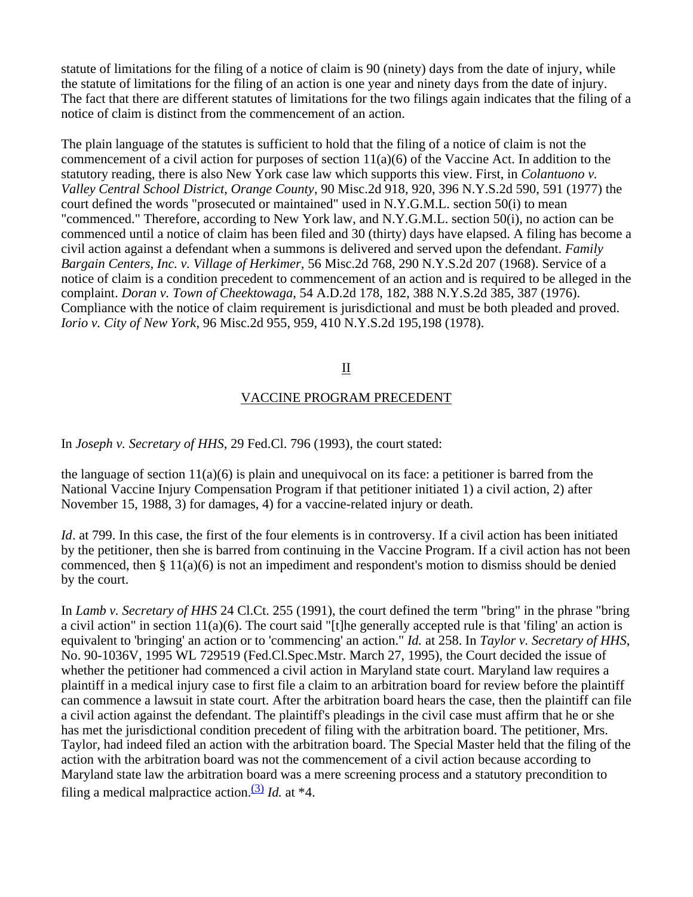statute of limitations for the filing of a notice of claim is 90 (ninety) days from the date of injury, while the statute of limitations for the filing of an action is one year and ninety days from the date of injury. The fact that there are different statutes of limitations for the two filings again indicates that the filing of a notice of claim is distinct from the commencement of an action.

The plain language of the statutes is sufficient to hold that the filing of a notice of claim is not the commencement of a civil action for purposes of section 11(a)(6) of the Vaccine Act. In addition to the statutory reading, there is also New York case law which supports this view. First, in *Colantuono v. Valley Central School District, Orange County*, 90 Misc.2d 918, 920, 396 N.Y.S.2d 590, 591 (1977) the court defined the words "prosecuted or maintained" used in N.Y.G.M.L. section 50(i) to mean "commenced." Therefore, according to New York law, and N.Y.G.M.L. section 50(i), no action can be commenced until a notice of claim has been filed and 30 (thirty) days have elapsed. A filing has become a civil action against a defendant when a summons is delivered and served upon the defendant. *Family Bargain Centers, Inc. v. Village of Herkimer*, 56 Misc.2d 768, 290 N.Y.S.2d 207 (1968). Service of a notice of claim is a condition precedent to commencement of an action and is required to be alleged in the complaint. *Doran v. Town of Cheektowaga*, 54 A.D.2d 178, 182, 388 N.Y.S.2d 385, 387 (1976). Compliance with the notice of claim requirement is jurisdictional and must be both pleaded and proved. *Iorio v. City of New York*, 96 Misc.2d 955, 959, 410 N.Y.S.2d 195,198 (1978).

## II

## VACCINE PROGRAM PRECEDENT

In *Joseph v. Secretary of HHS*, 29 Fed.Cl. 796 (1993), the court stated:

the language of section 11(a)(6) is plain and unequivocal on its face: a petitioner is barred from the National Vaccine Injury Compensation Program if that petitioner initiated 1) a civil action, 2) after November 15, 1988, 3) for damages, 4) for a vaccine-related injury or death.

*Id*. at 799. In this case, the first of the four elements is in controversy. If a civil action has been initiated by the petitioner, then she is barred from continuing in the Vaccine Program. If a civil action has not been commenced, then § 11(a)(6) is not an impediment and respondent's motion to dismiss should be denied by the court.

In *Lamb v. Secretary of HHS* 24 Cl.Ct. 255 (1991), the court defined the term "bring" in the phrase "bring a civil action" in section 11(a)(6). The court said "[t]he generally accepted rule is that 'filing' an action is equivalent to 'bringing' an action or to 'commencing' an action." *Id.* at 258. In *Taylor v. Secretary of HHS*, No. 90-1036V, 1995 WL 729519 (Fed.Cl.Spec.Mstr. March 27, 1995), the Court decided the issue of whether the petitioner had commenced a civil action in Maryland state court. Maryland law requires a plaintiff in a medical injury case to first file a claim to an arbitration board for review before the plaintiff can commence a lawsuit in state court. After the arbitration board hears the case, then the plaintiff can file a civil action against the defendant. The plaintiff's pleadings in the civil case must affirm that he or she has met the jurisdictional condition precedent of filing with the arbitration board. The petitioner, Mrs. Taylor, had indeed filed an action with the arbitration board. The Special Master held that the filing of the action with the arbitration board was not the commencement of a civil action because according to Maryland state law the arbitration board was a mere screening process and a statutory precondition to filing a medical malpractice action.[(3)] *Id.* at *4.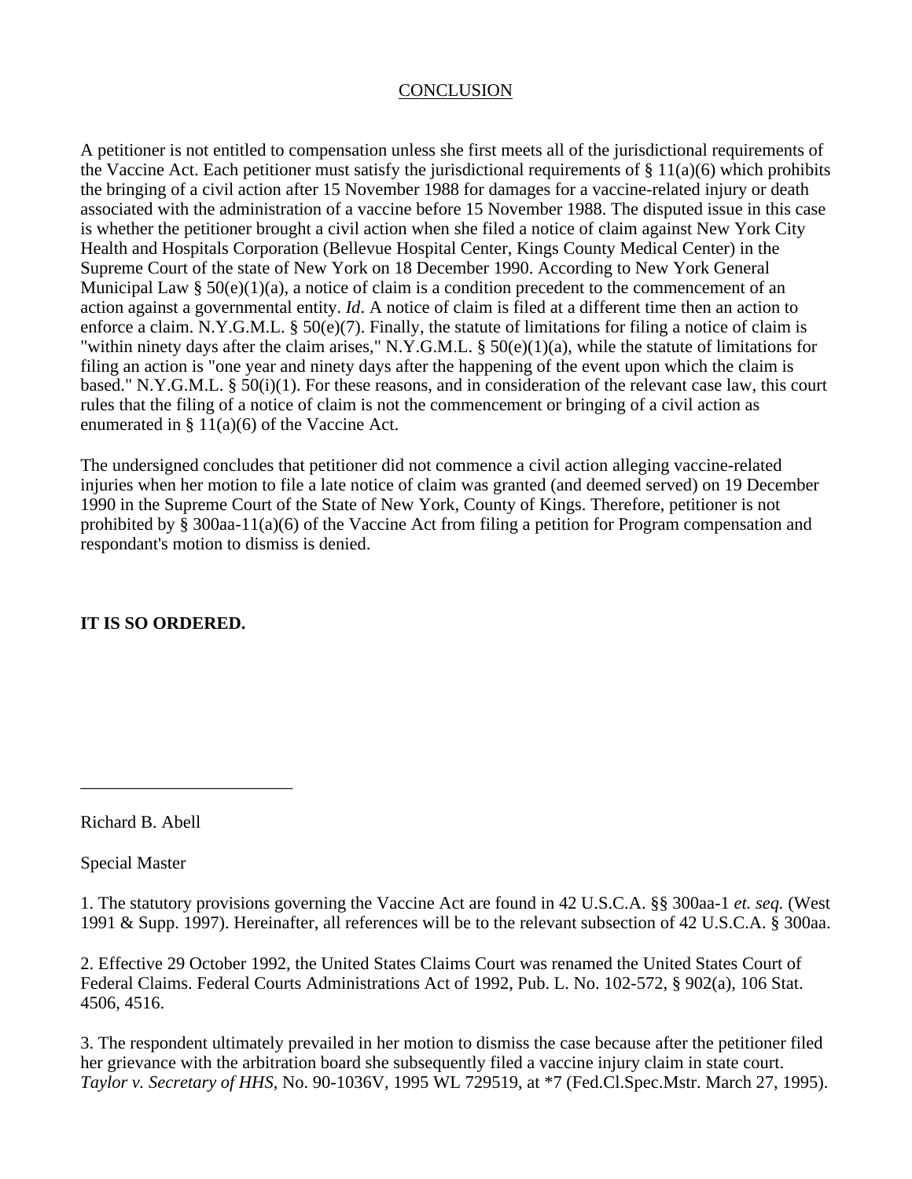CONCLUSION

A petitioner is not entitled to compensation unless she first meets all of the jurisdictional requirements of the Vaccine Act. Each petitioner must satisfy the jurisdictional requirements of § 11(a)(6) which prohibits the bringing of a civil action after 15 November 1988 for damages for a vaccine-related injury or death associated with the administration of a vaccine before 15 November 1988. The disputed issue in this case is whether the petitioner brought a civil action when she filed a notice of claim against New York City Health and Hospitals Corporation (Bellevue Hospital Center, Kings County Medical Center) in the Supreme Court of the state of New York on 18 December 1990. According to New York General Municipal Law § 50(e)(1)(a), a notice of claim is a condition precedent to the commencement of an action against a governmental entity. *Id*. A notice of claim is filed at a different time then an action to enforce a claim. N.Y.G.M.L. § 50(e)(7). Finally, the statute of limitations for filing a notice of claim is "within ninety days after the claim arises," N.Y.G.M.L. § 50(e)(1)(a), while the statute of limitations for filing an action is "one year and ninety days after the happening of the event upon which the claim is based." N.Y.G.M.L. § 50(i)(1). For these reasons, and in consideration of the relevant case law, this court rules that the filing of a notice of claim is not the commencement or bringing of a civil action as enumerated in § 11(a)(6) of the Vaccine Act.

The undersigned concludes that petitioner did not commence a civil action alleging vaccine-related injuries when her motion to file a late notice of claim was granted (and deemed served) on 19 December 1990 in the Supreme Court of the State of New York, County of Kings. Therefore, petitioner is not prohibited by § 300aa-11(a)(6) of the Vaccine Act from filing a petition for Program compensation and respondant's motion to dismiss is denied.

**IT IS SO ORDERED.**

________________________

Richard B. Abell

Special Master

1. The statutory provisions governing the Vaccine Act are found in 42 U.S.C.A. §§ 300aa-1 *et. seq.* (West 1991 & Supp. 1997). Hereinafter, all references will be to the relevant subsection of 42 U.S.C.A. § 300aa.

2. Effective 29 October 1992, the United States Claims Court was renamed the United States Court of Federal Claims. Federal Courts Administrations Act of 1992, Pub. L. No. 102-572, § 902(a), 106 Stat. 4506, 4516.

3. The respondent ultimately prevailed in her motion to dismiss the case because after the petitioner filed her grievance with the arbitration board she subsequently filed a vaccine injury claim in state court. *Taylor v. Secretary of HHS*, No. 90-1036V, 1995 WL 729519, at *7 (Fed.Cl.Spec.Mstr. March 27, 1995).